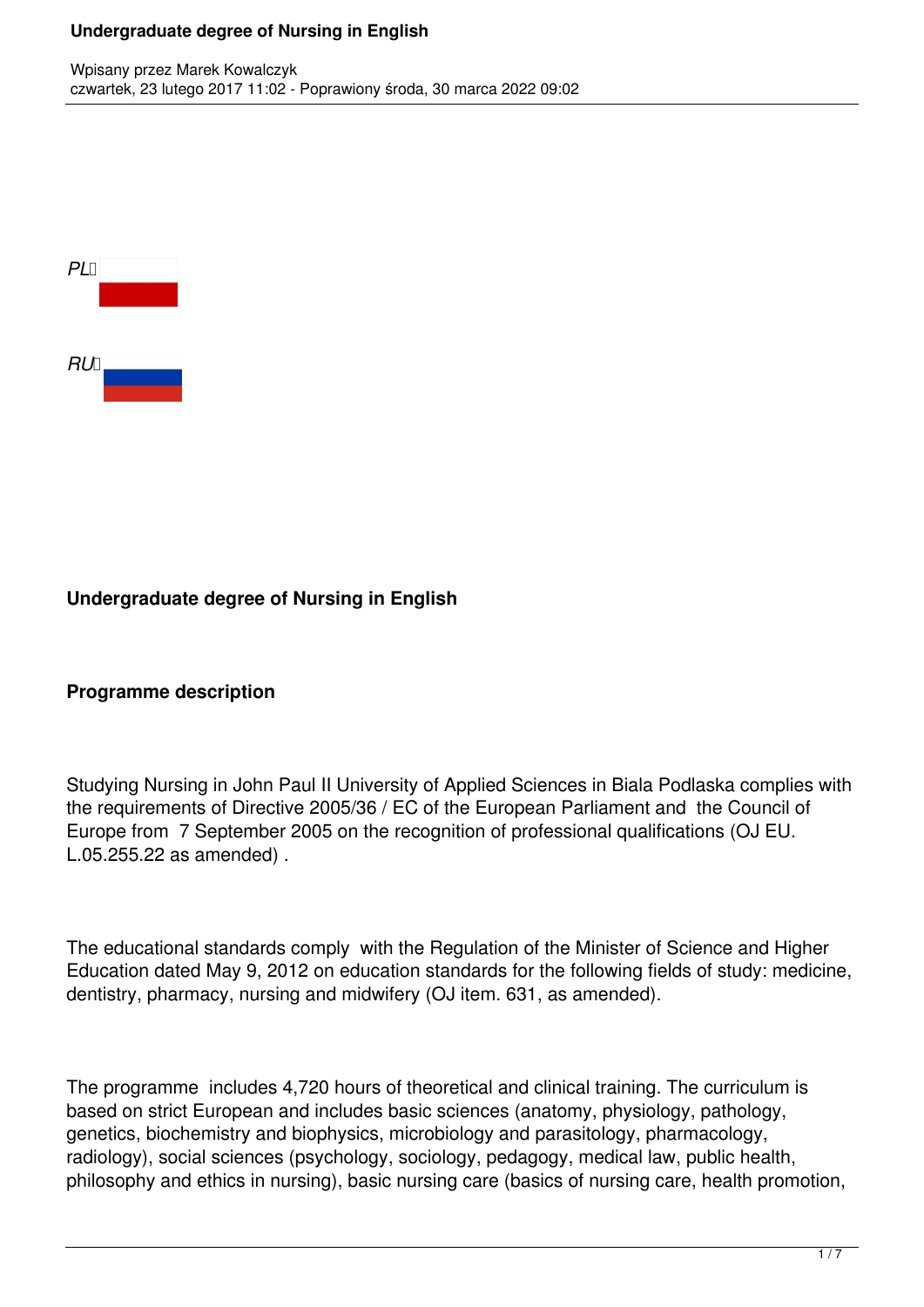*PL*

*RU*

## Undergraduate degree of Nursing in English

### Programme description

Studying Nursing in John Paul II University of Applied Sciences in Biala Podlaska complies with the requirements of Directive 2005/36 / EC of the European Parliament and the Council of Europe from 7 September 2005 on the recognition of professional qualifications (OJ EU. L.05.255.22 as amended) .

The educational standards comply with the Regulation of the Minister of Science and Higher Education dated May 9, 2012 on education standards for the following fields of study: medicine, dentistry, pharmacy, nursing and midwifery (OJ item. 631, as amended).

The programme includes 4,720 hours of theoretical and clinical training. The curriculum is based on strict European and includes basic sciences (anatomy, physiology, pathology, genetics, biochemistry and biophysics, microbiology and parasitology, pharmacology, radiology), social sciences (psychology, sociology, pedagogy, medical law, public health, philosophy and ethics in nursing), basic nursing care (basics of nursing care, health promotion,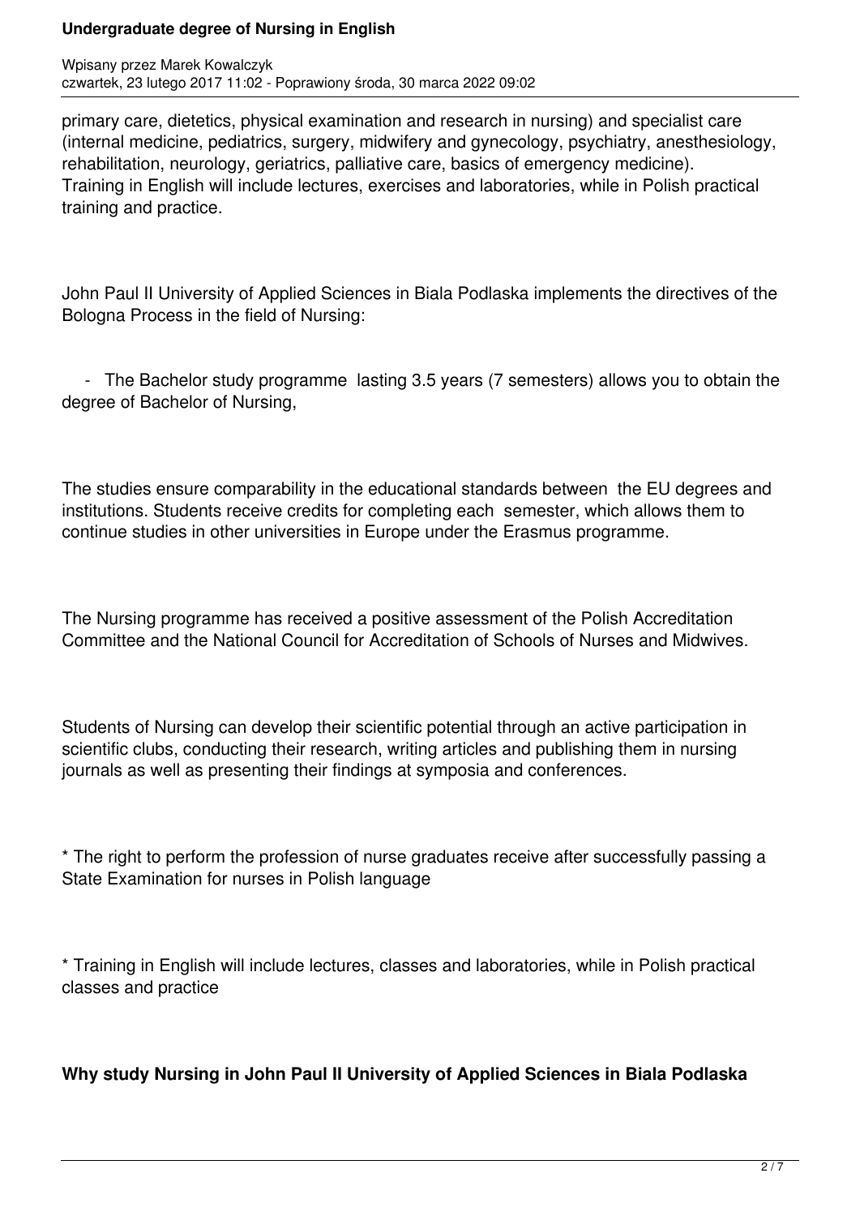primary care, dietetics, physical examination and research in nursing) and specialist care (internal medicine, pediatrics, surgery, midwifery and gynecology, psychiatry, anesthesiology, rehabilitation, neurology, geriatrics, palliative care, basics of emergency medicine). Training in English will include lectures, exercises and laboratories, while in Polish practical training and practice.

John Paul II University of Applied Sciences in Biala Podlaska implements the directives of the Bologna Process in the field of Nursing:

- The Bachelor study programme lasting 3.5 years (7 semesters) allows you to obtain the degree of Bachelor of Nursing,

The studies ensure comparability in the educational standards between the EU degrees and institutions. Students receive credits for completing each semester, which allows them to continue studies in other universities in Europe under the Erasmus programme.

The Nursing programme has received a positive assessment of the Polish Accreditation Committee and the National Council for Accreditation of Schools of Nurses and Midwives.

Students of Nursing can develop their scientific potential through an active participation in scientific clubs, conducting their research, writing articles and publishing them in nursing journals as well as presenting their findings at symposia and conferences.

* The right to perform the profession of nurse graduates receive after successfully passing a State Examination for nurses in Polish language

* Training in English will include lectures, classes and laboratories, while in Polish practical classes and practice

**Why study Nursing in John Paul II University of Applied Sciences in Biala Podlaska**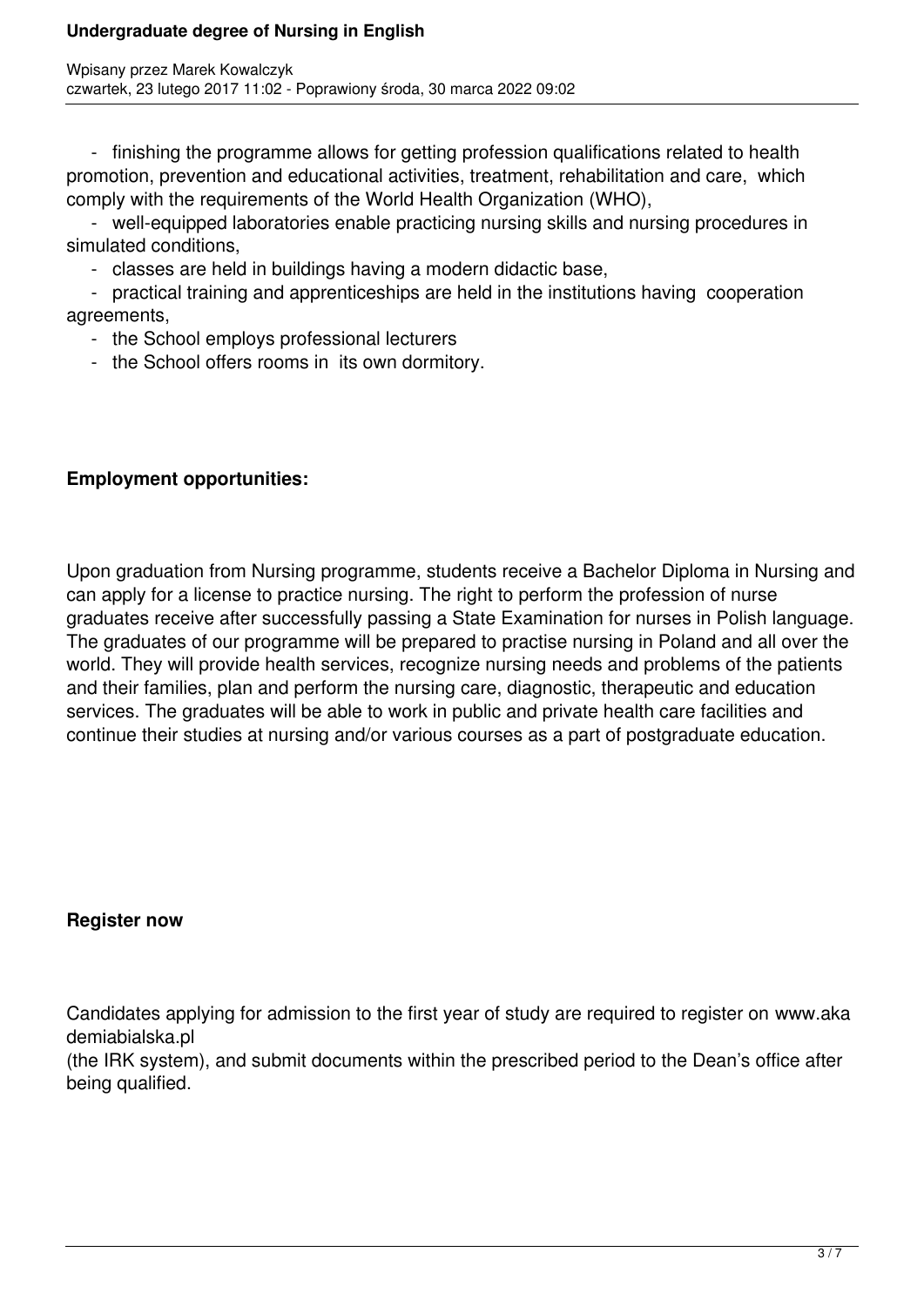- finishing the programme allows for getting profession qualifications related to health promotion, prevention and educational activities, treatment, rehabilitation and care, which comply with the requirements of the World Health Organization (WHO),
- well-equipped laboratories enable practicing nursing skills and nursing procedures in simulated conditions,
- classes are held in buildings having a modern didactic base,
- practical training and apprenticeships are held in the institutions having cooperation agreements,
- the School employs professional lecturers
- the School offers rooms in its own dormitory.

**Employment opportunities:**

Upon graduation from Nursing programme, students receive a Bachelor Diploma in Nursing and can apply for a license to practice nursing. The right to perform the profession of nurse graduates receive after successfully passing a State Examination for nurses in Polish language. The graduates of our programme will be prepared to practise nursing in Poland and all over the world. They will provide health services, recognize nursing needs and problems of the patients and their families, plan and perform the nursing care, diagnostic, therapeutic and education services. The graduates will be able to work in public and private health care facilities and continue their studies at nursing and/or various courses as a part of postgraduate education.

**Register now**

Candidates applying for admission to the first year of study are required to register on www.akademiabialska.pl
(the IRK system), and submit documents within the prescribed period to the Dean's office after being qualified.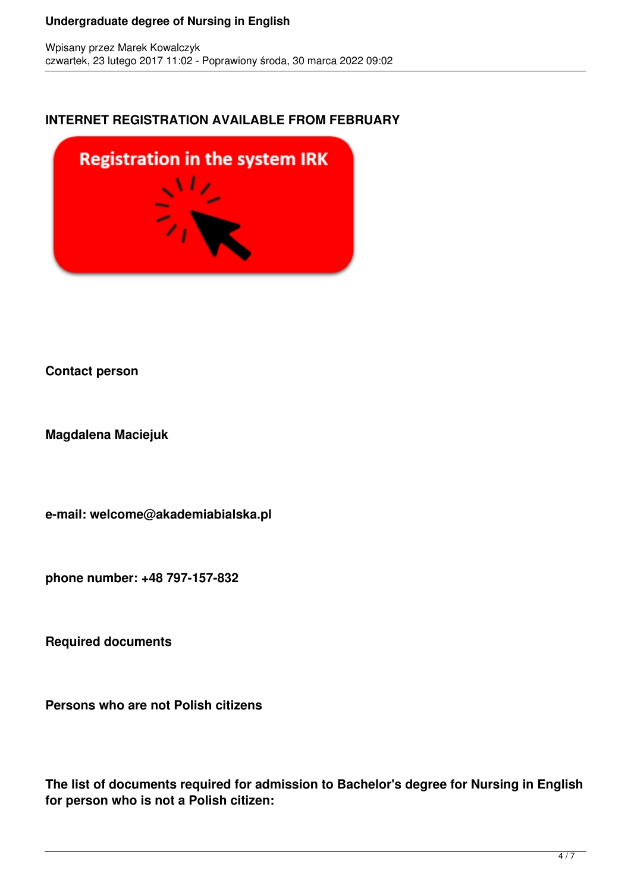**INTERNET REGISTRATION AVAILABLE FROM FEBRUARY**

**Contact person**

**Magdalena Maciejuk**

**e-mail: welcome@akademiabialska.pl**

**phone number: +48 797-157-832**

**Required documents**

**Persons who are not Polish citizens**

**The list of documents required for admission to Bachelor's degree for Nursing in English for person who is not a Polish citizen:**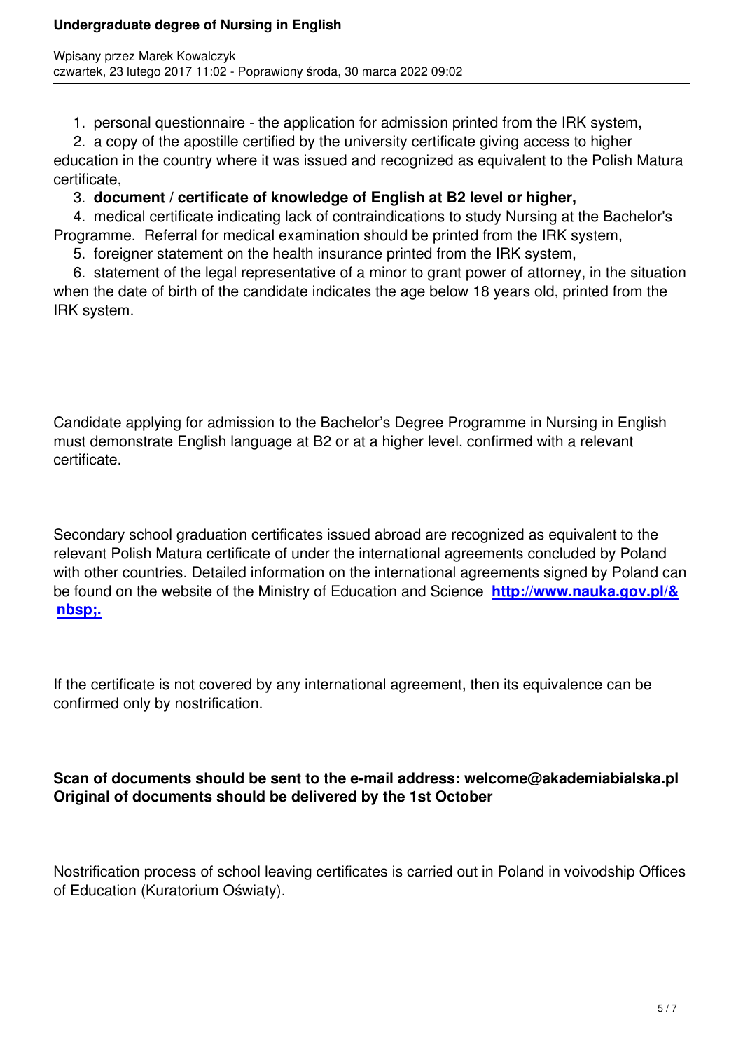1. personal questionnaire - the application for admission printed from the IRK system,
2. a copy of the apostille certified by the university certificate giving access to higher education in the country where it was issued and recognized as equivalent to the Polish Matura certificate,
3. **document / certificate of knowledge of English at B2 level or higher,**
4. medical certificate indicating lack of contraindications to study Nursing at the Bachelor's Programme. Referral for medical examination should be printed from the IRK system,
5. foreigner statement on the health insurance printed from the IRK system,
6. statement of the legal representative of a minor to grant power of attorney, in the situation when the date of birth of the candidate indicates the age below 18 years old, printed from the IRK system.

Candidate applying for admission to the Bachelor's Degree Programme in Nursing in English must demonstrate English language at B2 or at a higher level, confirmed with a relevant certificate.

Secondary school graduation certificates issued abroad are recognized as equivalent to the relevant Polish Matura certificate of under the international agreements concluded by Poland with other countries. Detailed information on the international agreements signed by Poland can be found on the website of the Ministry of Education and Science **http://www.nauka.gov.pl/&nbsp;.**

If the certificate is not covered by any international agreement, then its equivalence can be confirmed only by nostrification.

**Scan of documents should be sent to the e-mail address: welcome@akademiabialska.pl**
**Original of documents should be delivered by the 1st October**

Nostrification process of school leaving certificates is carried out in Poland in voivodship Offices of Education (Kuratorium Oświaty).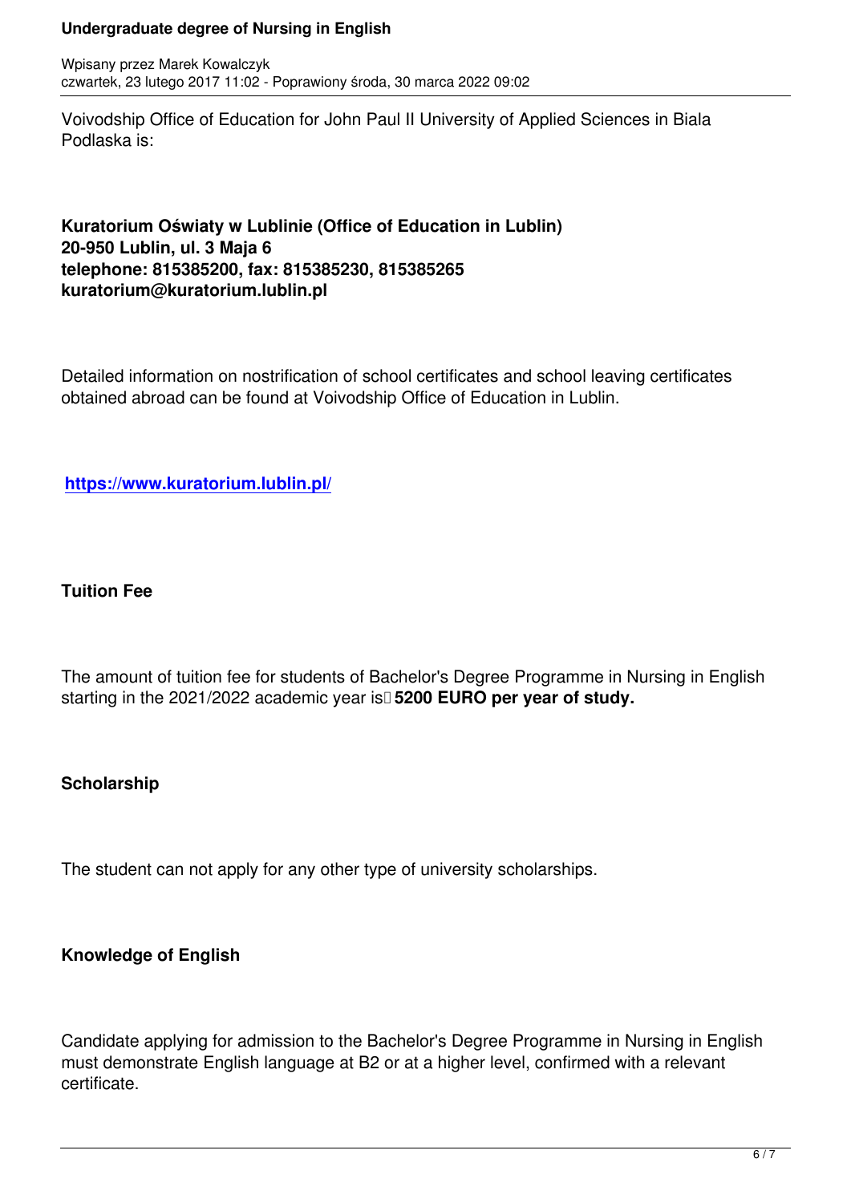Voivodship Office of Education for John Paul II University of Applied Sciences in Biala Podlaska is:

**Kuratorium Oświaty w Lublinie (Office of Education in Lublin)**
**20-950 Lublin, ul. 3 Maja 6**
**telephone: 815385200, fax: 815385230, 815385265**
**kuratorium@kuratorium.lublin.pl**

Detailed information on nostrification of school certificates and school leaving certificates obtained abroad can be found at Voivodship Office of Education in Lublin.

**https://www.kuratorium.lublin.pl/**

### Tuition Fee

The amount of tuition fee for students of Bachelor's Degree Programme in Nursing in English starting in the 2021/2022 academic year is **5200 EURO per year of study.**

### Scholarship

The student can not apply for any other type of university scholarships.

### Knowledge of English

Candidate applying for admission to the Bachelor's Degree Programme in Nursing in English must demonstrate English language at B2 or at a higher level, confirmed with a relevant certificate.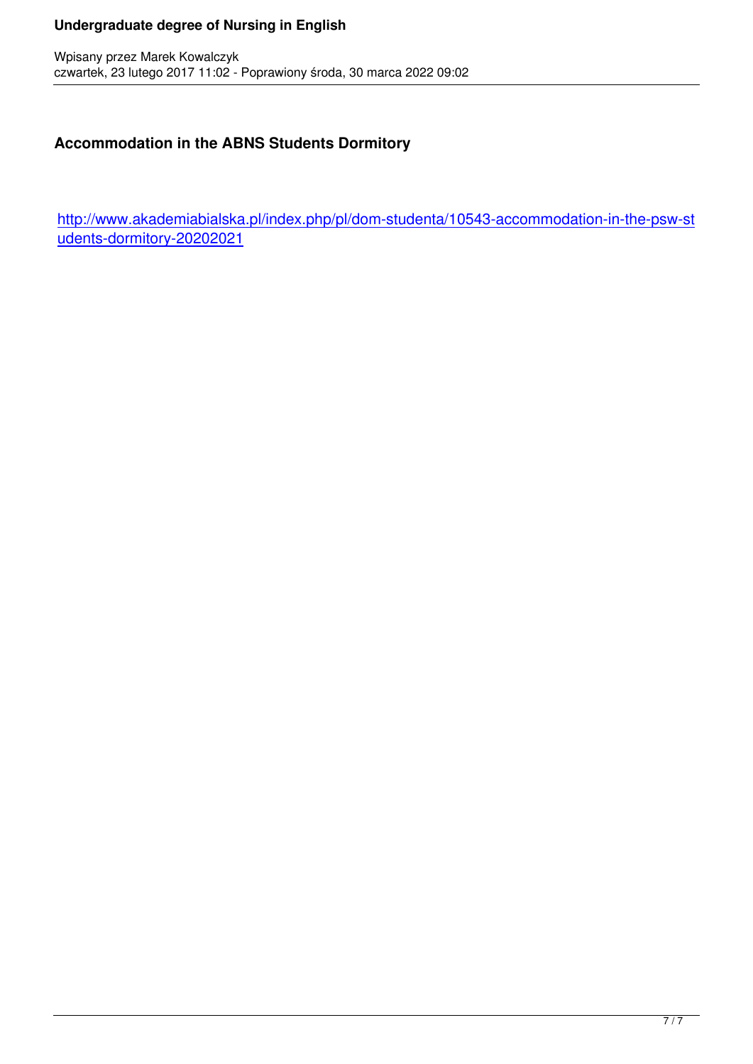**Accommodation in the ABNS Students Dormitory**

http://www.akademiabialska.pl/index.php/pl/dom-studenta/10543-accommodation-in-the-psw-students-dormitory-20202021